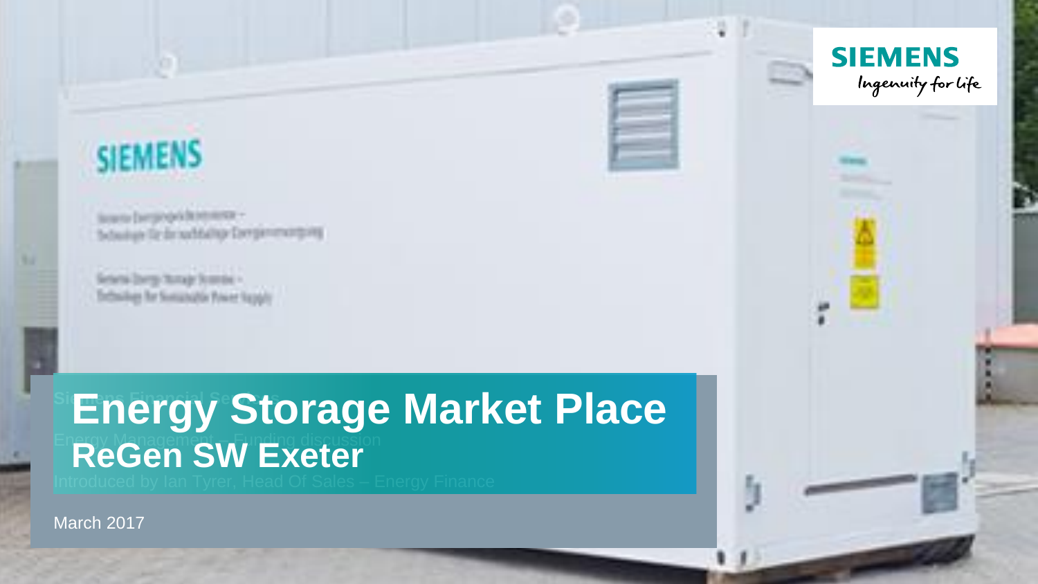# Energy Storage Market Place

## ReGen SW Exeter

March 2017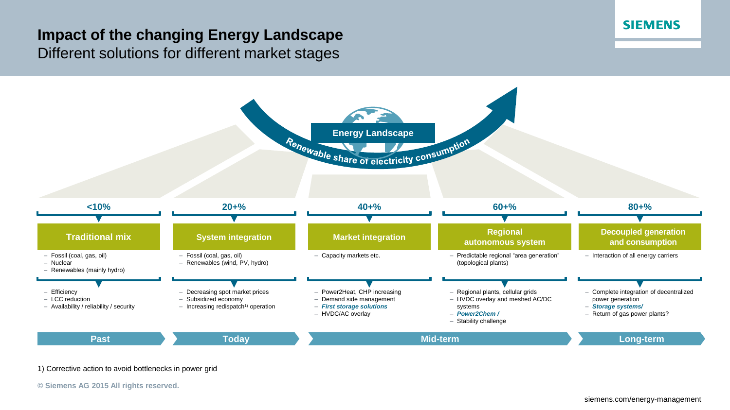# Impact of the changing Energy Landscape

## Different solutions for different market stages

**Energy Landscape**

Renewable share of electricity consumption

| <10% | 20+% | 40+% | 60+% | 80+% |
|---|---|---|---|---|
| **Traditional mix** | **System integration** | **Market integration** | **Regional autonomous system** | **Decoupled generation and consumption** |
| – Fossil (coal, gas, oil)<br>– Nuclear<br>– Renewables (mainly hydro) | – Fossil (coal, gas, oil)<br>– Renewables (wind, PV, hydro) | – Capacity markets etc. | – Predictable regional "area generation" (topological plants) | – Interaction of all energy carriers |
| – Efficiency<br>– LCC reduction<br>– Availability / reliability / security | – Decreasing spot market prices<br>– Subsidized economy<br>– Increasing redispatch[1] operation | – Power2Heat, CHP increasing<br>– Demand side management<br>– ***First storage solutions***<br>– HVDC/AC overlay | – Regional plants, cellular grids<br>– HVDC overlay and meshed AC/DC systems<br>– ***Power2Chem /***<br>– Stability challenge | – Complete integration of decentralized power generation<br>– ***Storage systems/***<br>– Return of gas power plants? |
| **Past** | **Today** | **Mid-term** | **Mid-term** | **Long-term** |

1) Corrective action to avoid bottlenecks in power grid

© Siemens AG 2015 All rights reserved.

siemens.com/energy-management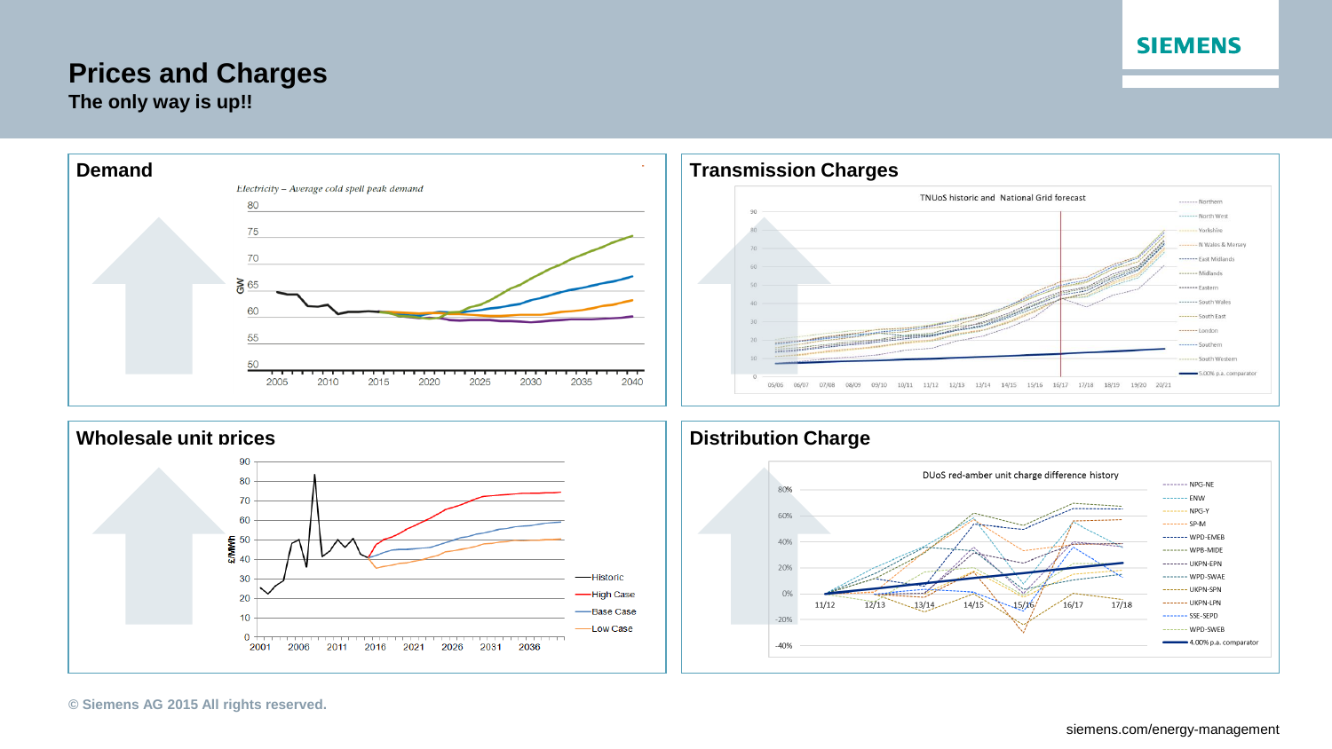# Prices and Charges

**The only way is up!!**

## Demand

*Electricity – Average cold spell peak demand*

## Transmission Charges

TNUoS historic and National Grid forecast

## Wholesale unit prices

## Distribution Charge

DUoS red-amber unit charge difference history

© Siemens AG 2015 All rights reserved.

siemens.com/energy-management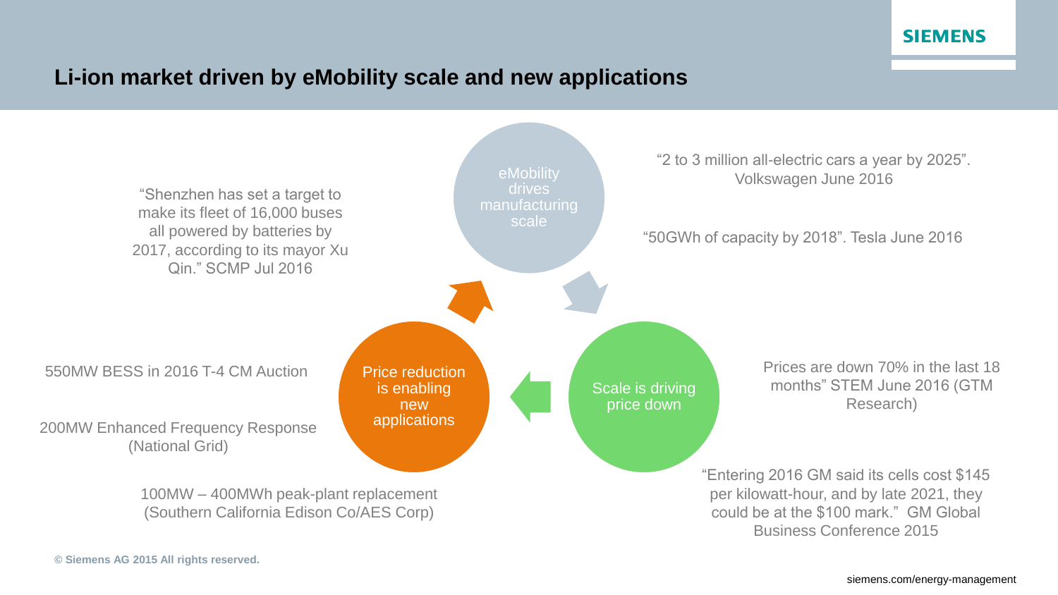## Li-ion market driven by eMobility scale and new applications

**eMobility drives manufacturing scale**

"2 to 3 million all-electric cars a year by 2025". Volkswagen June 2016

"50GWh of capacity by 2018". Tesla June 2016

"Shenzhen has set a target to make its fleet of 16,000 buses all powered by batteries by 2017, according to its mayor Xu Qin." SCMP Jul 2016

**Scale is driving price down**

Prices are down 70% in the last 18 months" STEM June 2016 (GTM Research)

"Entering 2016 GM said its cells cost $145 per kilowatt-hour, and by late 2021, they could be at the $100 mark." GM Global Business Conference 2015

**Price reduction is enabling new applications**

550MW BESS in 2016 T-4 CM Auction

200MW Enhanced Frequency Response (National Grid)

100MW – 400MWh peak-plant replacement (Southern California Edison Co/AES Corp)

© Siemens AG 2015 All rights reserved.

siemens.com/energy-management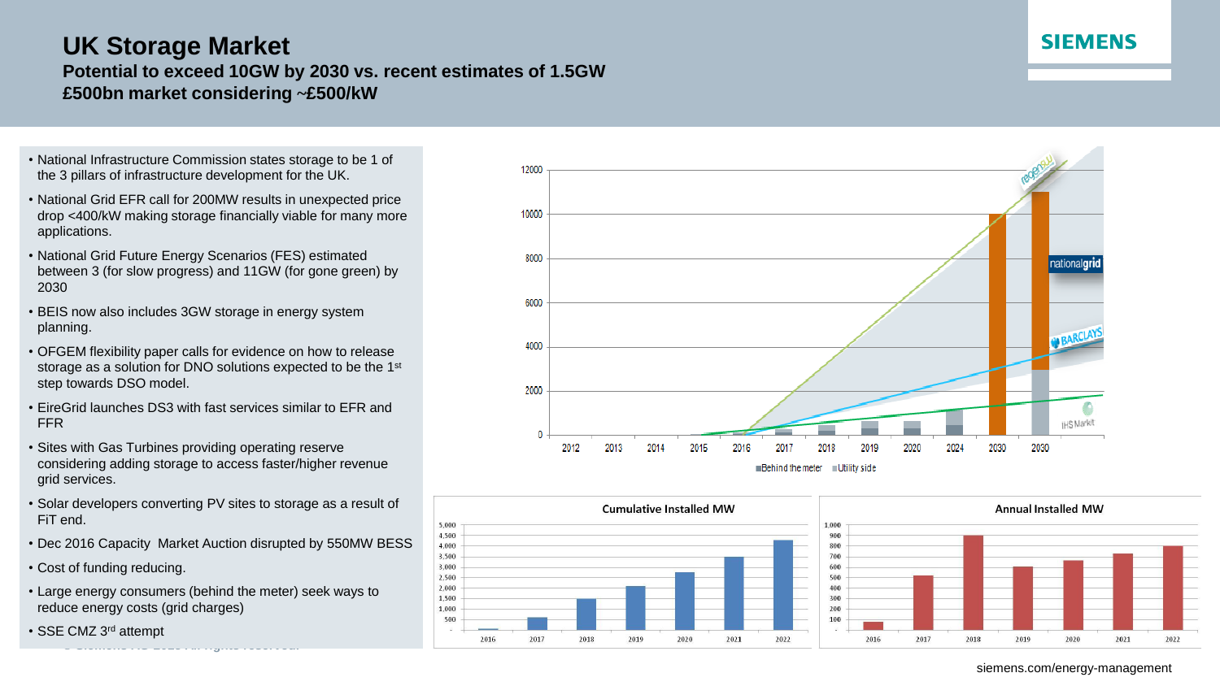# UK Storage Market

**Potential to exceed 10GW by 2030 vs. recent estimates of 1.5GW**

**£500bn market considering ~£500/kW**

- National Infrastructure Commission states storage to be 1 of the 3 pillars of infrastructure development for the UK.
- National Grid EFR call for 200MW results in unexpected price drop <400/kW making storage financially viable for many more applications.
- National Grid Future Energy Scenarios (FES) estimated between 3 (for slow progress) and 11GW (for gone green) by 2030
- BEIS now also includes 3GW storage in energy system planning.
- OFGEM flexibility paper calls for evidence on how to release storage as a solution for DNO solutions expected to be the 1st step towards DSO model.
- EireGrid launches DS3 with fast services similar to EFR and FFR
- Sites with Gas Turbines providing operating reserve considering adding storage to access faster/higher revenue grid services.
- Solar developers converting PV sites to storage as a result of FiT end.
- Dec 2016 Capacity Market Auction disrupted by 550MW BESS
- Cost of funding reducing.
- Large energy consumers (behind the meter) seek ways to reduce energy costs (grid charges)
- SSE CMZ 3rd attempt

siemens.com/energy-management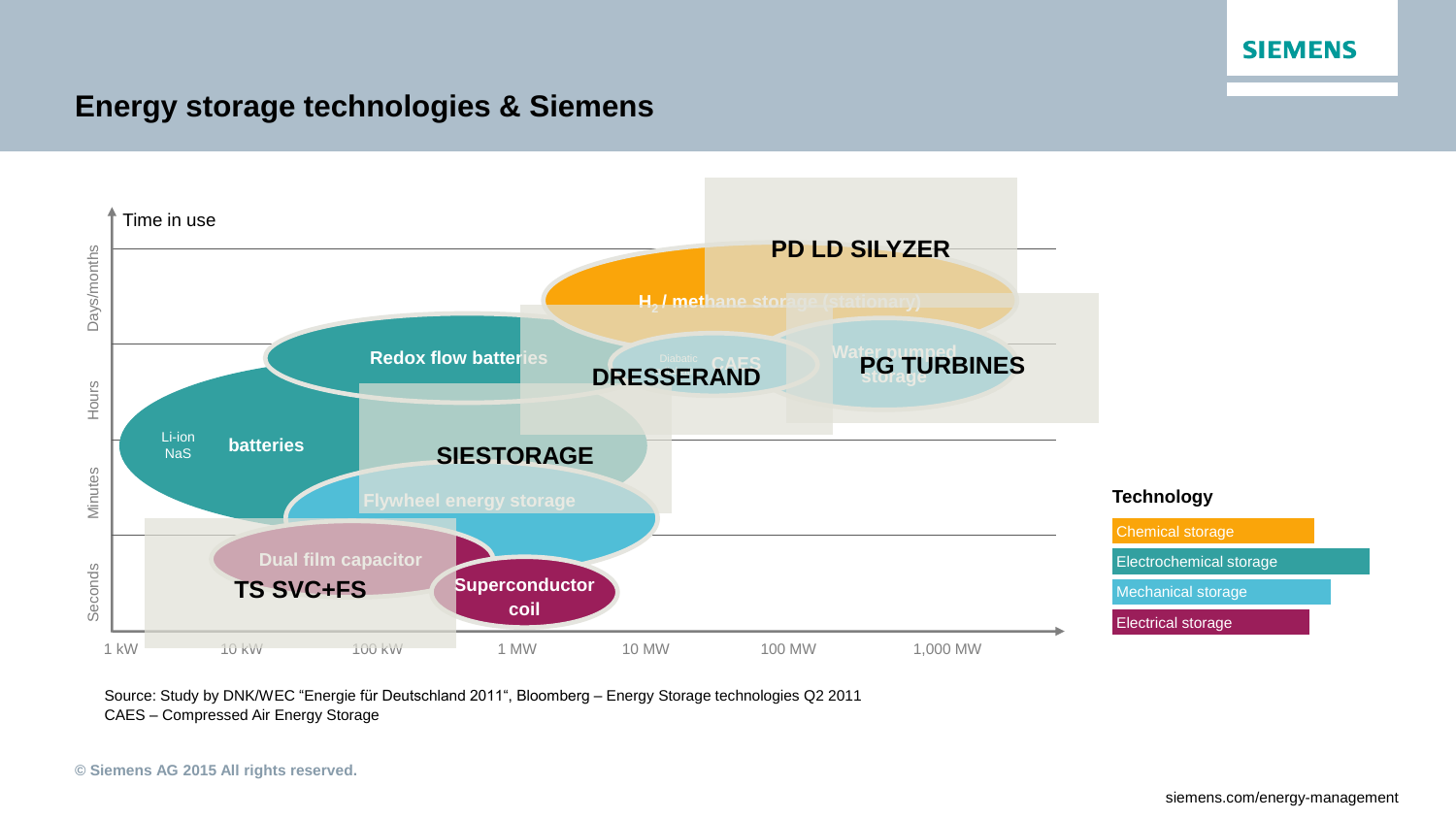# Energy storage technologies & Siemens

Time in use

Days/months

Hours

Minutes

Seconds

PD LD SILYZER

$H_2$ / methane storage (stationary)

Redox flow batteries

Diabatic CAES

DRESSERAND

Water pumped storage

PG TURBINES

Li-ion NaS batteries

SIESTORAGE

Flywheel energy storage

Dual film capacitor

TS SVC+FS

Superconductor coil

1 kW | 10 kW | 100 kW | 1 MW | 10 MW | 100 MW | 1,000 MW

**Technology**

- Chemical storage
- Electrochemical storage
- Mechanical storage
- Electrical storage

Source: Study by DNK/WEC "Energie für Deutschland 2011", Bloomberg – Energy Storage technologies Q2 2011

CAES – Compressed Air Energy Storage

© Siemens AG 2015 All rights reserved.

siemens.com/energy-management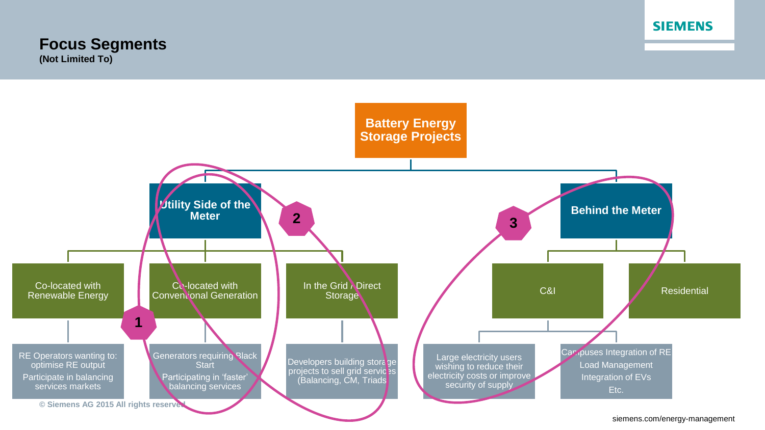# Focus Segments
**(Not Limited To)**

**Battery Energy Storage Projects**

- **Utility Side of the Meter**
  - Co-located with Renewable Energy
    - RE Operators wanting to: optimise RE output
    - Participate in balancing services markets
  - Co-located with Conventional Generation
    - Generators requiring Black Start
    - Participating in 'faster' balancing services
  - In the Grid / Direct Storage
    - Developers building storage projects to sell grid services (Balancing, CM, Triads)
- **Behind the Meter**
  - C&I
    - Large electricity users wishing to reduce their electricity costs or improve security of supply
  - Residential
    - Campuses Integration of RE
    - Load Management
    - Integration of EVs
    - Etc.

1 — Co-located with Renewable Energy / Co-located with Conventional Generation

2 — Utility Side of the Meter: Co-located with Conventional Generation / In the Grid / Direct Storage

3 — Behind the Meter: C&I / Residential

© Siemens AG 2015 All rights reserved

siemens.com/energy-management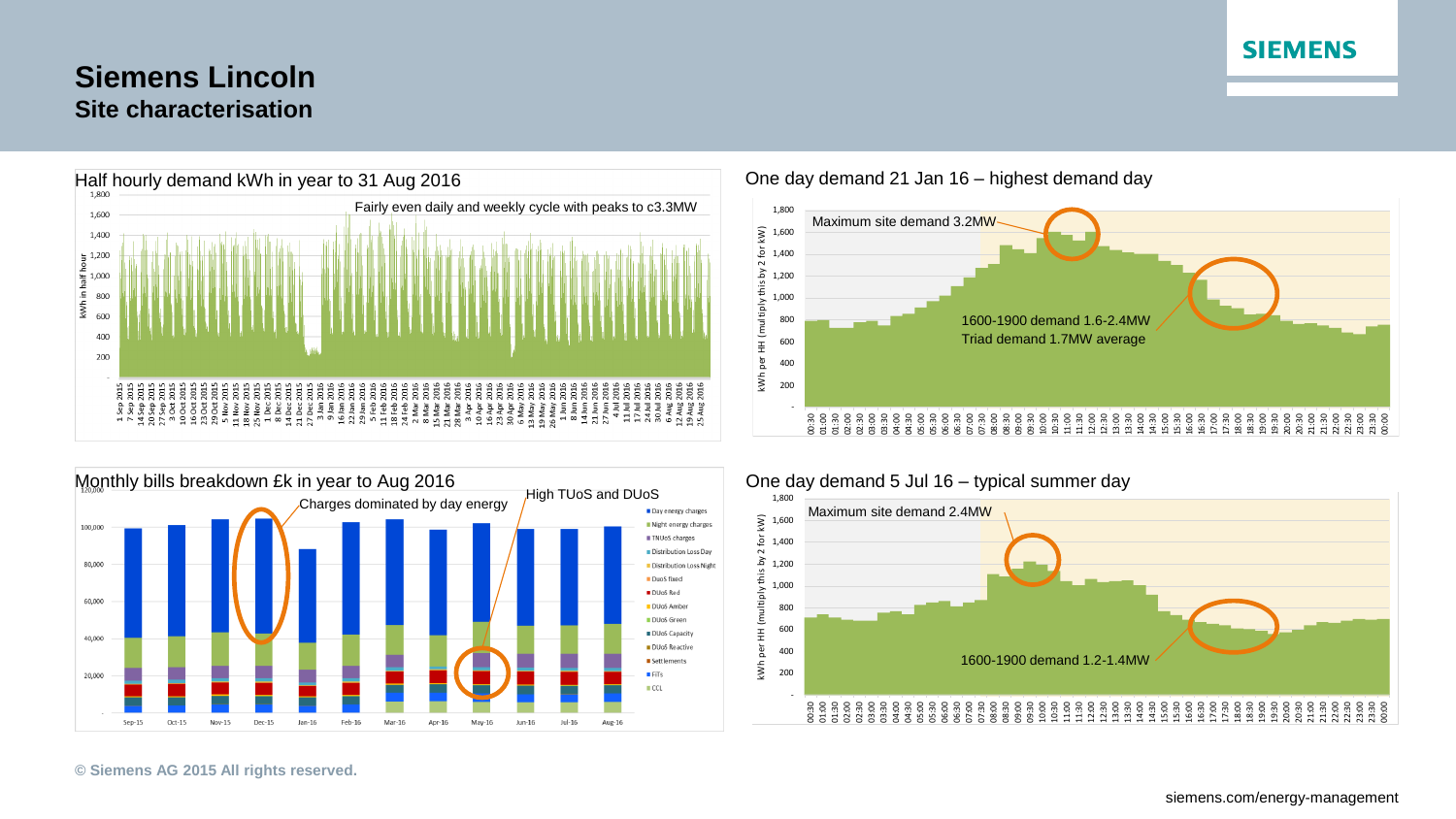# Siemens Lincoln

## Site characterisation

### Half hourly demand kWh in year to 31 Aug 2016

Fairly even daily and weekly cycle with peaks to c3.3MW

### One day demand 21 Jan 16 – highest demand day

Maximum site demand 3.2MW

1600-1900 demand 1.6-2.4MW
Triad demand 1.7MW average

### Monthly bills breakdown £k in year to Aug 2016

Charges dominated by day energy

High TUoS and DUoS

### One day demand 5 Jul 16 – typical summer day

Maximum site demand 2.4MW

1600-1900 demand 1.2-1.4MW

© Siemens AG 2015 All rights reserved.

siemens.com/energy-management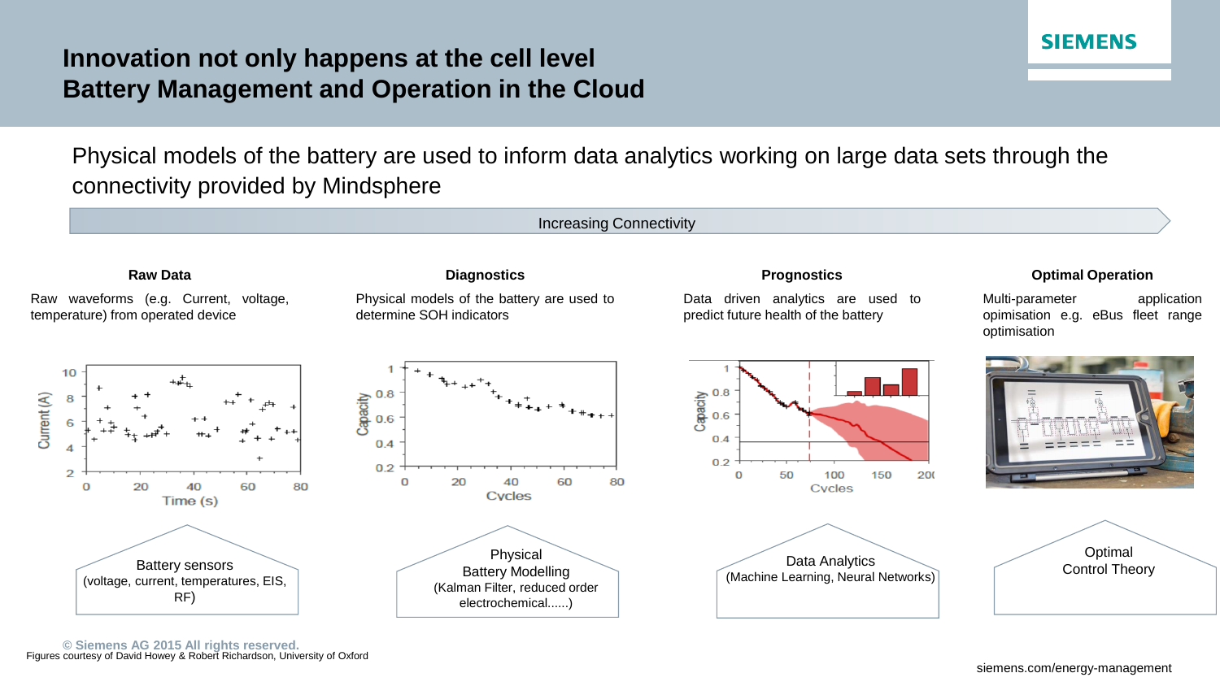# Innovation not only happens at the cell level
# Battery Management and Operation in the Cloud

Physical models of the battery are used to inform data analytics working on large data sets through the connectivity provided by Mindsphere

Increasing Connectivity

### Raw Data

Raw waveforms (e.g. Current, voltage, temperature) from operated device

Battery sensors
(voltage, current, temperatures, EIS, RF)

### Diagnostics

Physical models of the battery are used to determine SOH indicators

Physical
Battery Modelling
(Kalman Filter, reduced order electrochemical......)

### Prognostics

Data driven analytics are used to predict future health of the battery

Data Analytics
(Machine Learning, Neural Networks)

### Optimal Operation

Multi-parameter application opimisation e.g. eBus fleet range optimisation

Optimal
Control Theory

© Siemens AG 2015 All rights reserved.
Figures courtesy of David Howey & Robert Richardson, University of Oxford

siemens.com/energy-management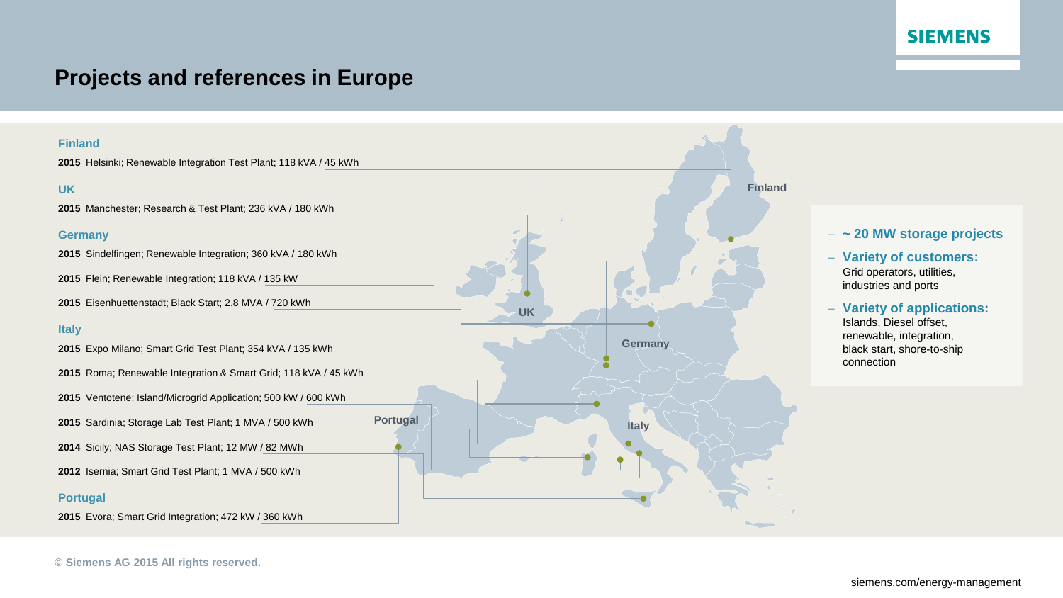# Projects and references in Europe

## Finland

**2015** Helsinki; Renewable Integration Test Plant; 118 kVA / 45 kWh

## UK

**2015** Manchester; Research & Test Plant; 236 kVA / 180 kWh

## Germany

**2015** Sindelfingen; Renewable Integration; 360 kVA / 180 kWh

**2015** Flein; Renewable Integration; 118 kVA / 135 kW

**2015** Eisenhuettenstadt; Black Start; 2.8 MVA / 720 kWh

## Italy

**2015** Expo Milano; Smart Grid Test Plant; 354 kVA / 135 kWh

**2015** Roma; Renewable Integration & Smart Grid; 118 kVA / 45 kWh

**2015** Ventotene; Island/Microgrid Application; 500 kW / 600 kWh

**2015** Sardinia; Storage Lab Test Plant; 1 MVA / 500 kWh

**2014** Sicily; NAS Storage Test Plant; 12 MW / 82 MWh

**2012** Isernia; Smart Grid Test Plant; 1 MVA / 500 kWh

## Portugal

**2015** Evora; Smart Grid Integration; 472 kW / 360 kWh

- **~ 20 MW storage projects**
- **Variety of customers:** Grid operators, utilities, industries and ports
- **Variety of applications:** Islands, Diesel offset, renewable, integration, black start, shore-to-ship connection

© Siemens AG 2015 All rights reserved.

siemens.com/energy-management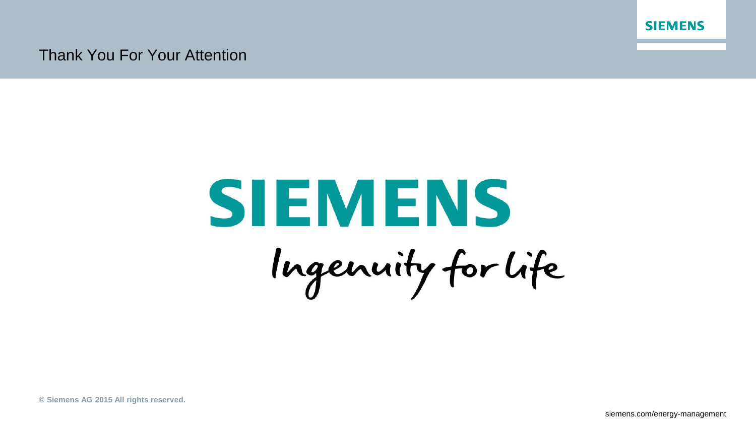# Thank You For Your Attention

SIEMENS

Ingenuity for life

© Siemens AG 2015 All rights reserved.

siemens.com/energy-management